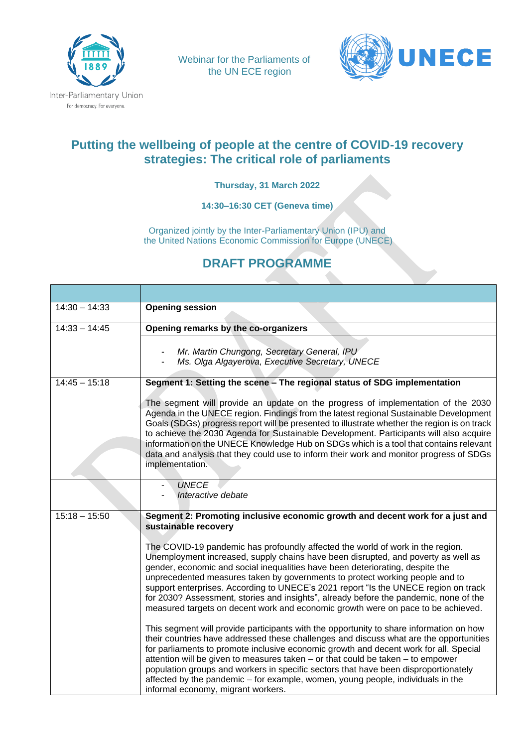Inter-Parliamentary Union
For democracy. For everyone.

Webinar for the Parliaments of the UN ECE region

UNECE

# Putting the wellbeing of people at the centre of COVID-19 recovery strategies: The critical role of parliaments

**Thursday, 31 March 2022**

**14:30–16:30 CET (Geneva time)**

Organized jointly by the Inter-Parliamentary Union (IPU) and the United Nations Economic Commission for Europe (UNECE)

## DRAFT PROGRAMME

| | |
|---|---|
| 14:30 – 14:33 | **Opening session** |
| 14:33 – 14:45 | **Opening remarks by the co-organizers** |
| | - *Mr. Martin Chungong, Secretary General, IPU*<br>- *Ms. Olga Algayerova, Executive Secretary, UNECE* |
| 14:45 – 15:18 | **Segment 1: Setting the scene – The regional status of SDG implementation**<br><br>The segment will provide an update on the progress of implementation of the 2030 Agenda in the UNECE region. Findings from the latest regional Sustainable Development Goals (SDGs) progress report will be presented to illustrate whether the region is on track to achieve the 2030 Agenda for Sustainable Development. Participants will also acquire information on the UNECE Knowledge Hub on SDGs which is a tool that contains relevant data and analysis that they could use to inform their work and monitor progress of SDGs implementation. |
| | - *UNECE*<br>- *Interactive debate* |
| 15:18 – 15:50 | **Segment 2: Promoting inclusive economic growth and decent work for a just and sustainable recovery**<br><br>The COVID-19 pandemic has profoundly affected the world of work in the region. Unemployment increased, supply chains have been disrupted, and poverty as well as gender, economic and social inequalities have been deteriorating, despite the unprecedented measures taken by governments to protect working people and to support enterprises. According to UNECE's 2021 report "Is the UNECE region on track for 2030? Assessment, stories and insights", already before the pandemic, none of the measured targets on decent work and economic growth were on pace to be achieved.<br><br>This segment will provide participants with the opportunity to share information on how their countries have addressed these challenges and discuss what are the opportunities for parliaments to promote inclusive economic growth and decent work for all. Special attention will be given to measures taken – or that could be taken – to empower population groups and workers in specific sectors that have been disproportionately affected by the pandemic – for example, women, young people, individuals in the informal economy, migrant workers. |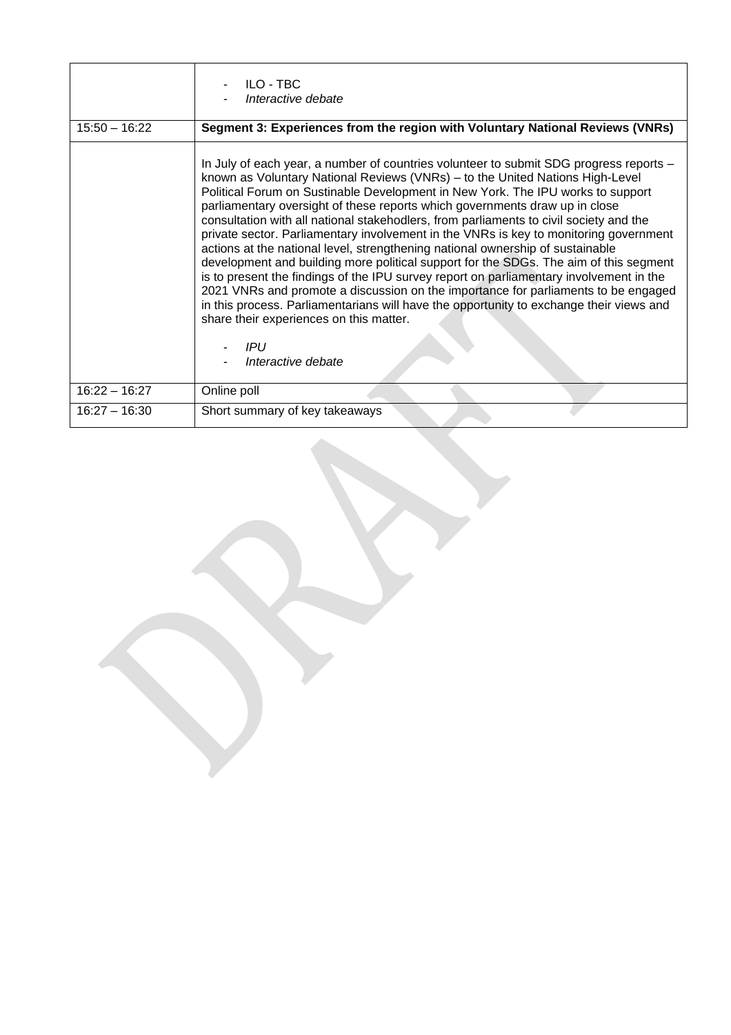| | |
|---|---|
| | - ILO - TBC<br>- *Interactive debate* |
| 15:50 – 16:22 | **Segment 3: Experiences from the region with Voluntary National Reviews (VNRs)** |
| | In July of each year, a number of countries volunteer to submit SDG progress reports – known as Voluntary National Reviews (VNRs) – to the United Nations High-Level Political Forum on Sustinable Development in New York. The IPU works to support parliamentary oversight of these reports which governments draw up in close consultation with all national stakehodlers, from parliaments to civil society and the private sector. Parliamentary involvement in the VNRs is key to monitoring government actions at the national level, strengthening national ownership of sustainable development and building more political support for the SDGs. The aim of this segment is to present the findings of the IPU survey report on parliamentary involvement in the 2021 VNRs and promote a discussion on the importance for parliaments to be engaged in this process. Parliamentarians will have the opportunity to exchange their views and share their experiences on this matter.<br><br>- *IPU*<br>- *Interactive debate* |
| 16:22 – 16:27 | Online poll |
| 16:27 – 16:30 | Short summary of key takeaways |